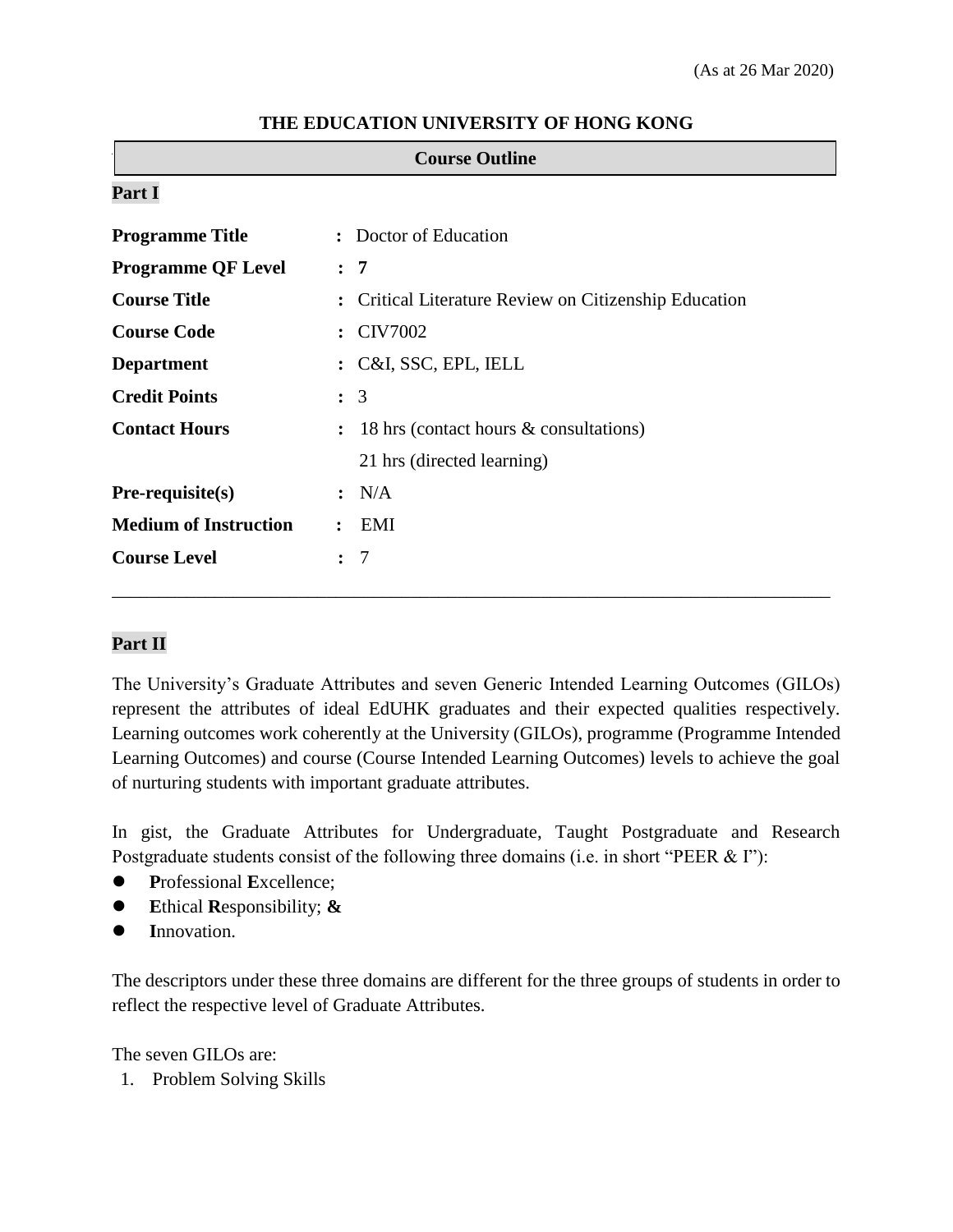(As at 26 Mar 2020)

**THE EDUCATION UNIVERSITY OF HONG KONG**

## Course Outline

### Part I

| | | |
|---|---|---|
| **Programme Title** | : | Doctor of Education |
| **Programme QF Level** | : | **7** |
| **Course Title** | : | Critical Literature Review on Citizenship Education |
| **Course Code** | : | CIV7002 |
| **Department** | : | C&I, SSC, EPL, IELL |
| **Credit Points** | : | 3 |
| **Contact Hours** | : | 18 hrs (contact hours & consultations)<br>21 hrs (directed learning) |
| **Pre-requisite(s)** | : | N/A |
| **Medium of Instruction** | : | EMI |
| **Course Level** | : | 7 |

---

### Part II

The University's Graduate Attributes and seven Generic Intended Learning Outcomes (GILOs) represent the attributes of ideal EdUHK graduates and their expected qualities respectively. Learning outcomes work coherently at the University (GILOs), programme (Programme Intended Learning Outcomes) and course (Course Intended Learning Outcomes) levels to achieve the goal of nurturing students with important graduate attributes.

In gist, the Graduate Attributes for Undergraduate, Taught Postgraduate and Research Postgraduate students consist of the following three domains (i.e. in short "PEER & I"):

- **P**rofessional **E**xcellence;
- **E**thical **R**esponsibility; **&**
- **I**nnovation.

The descriptors under these three domains are different for the three groups of students in order to reflect the respective level of Graduate Attributes.

The seven GILOs are:

1. Problem Solving Skills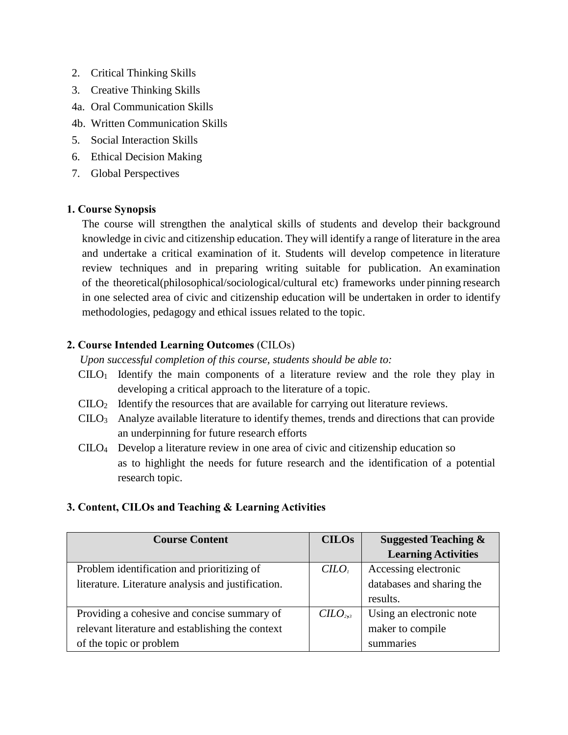2. Critical Thinking Skills
3. Creative Thinking Skills

4a. Oral Communication Skills

4b. Written Communication Skills

5. Social Interaction Skills
6. Ethical Decision Making
7. Global Perspectives

**1. Course Synopsis**

The course will strengthen the analytical skills of students and develop their background knowledge in civic and citizenship education. They will identify a range of literature in the area and undertake a critical examination of it. Students will develop competence in literature review techniques and in preparing writing suitable for publication. An examination of the theoretical(philosophical/sociological/cultural etc) frameworks under pinning research in one selected area of civic and citizenship education will be undertaken in order to identify methodologies, pedagogy and ethical issues related to the topic.

**2. Course Intended Learning Outcomes** (CILOs)

*Upon successful completion of this course, students should be able to:*

$CILO_1$ Identify the main components of a literature review and the role they play in developing a critical approach to the literature of a topic.

$CILO_2$ Identify the resources that are available for carrying out literature reviews.

$CILO_3$ Analyze available literature to identify themes, trends and directions that can provide an underpinning for future research efforts

$CILO_4$ Develop a literature review in one area of civic and citizenship education so as to highlight the needs for future research and the identification of a potential research topic.

**3. Content, CILOs and Teaching & Learning Activities**

| Course Content | CILOs | Suggested Teaching & Learning Activities |
|---|---|---|
| Problem identification and prioritizing of literature. Literature analysis and justification. | $CILO_1$ | Accessing electronic databases and sharing the results. |
| Providing a cohesive and concise summary of relevant literature and establishing the context of the topic or problem | $CILO_{2,3}$ | Using an electronic note maker to compile summaries |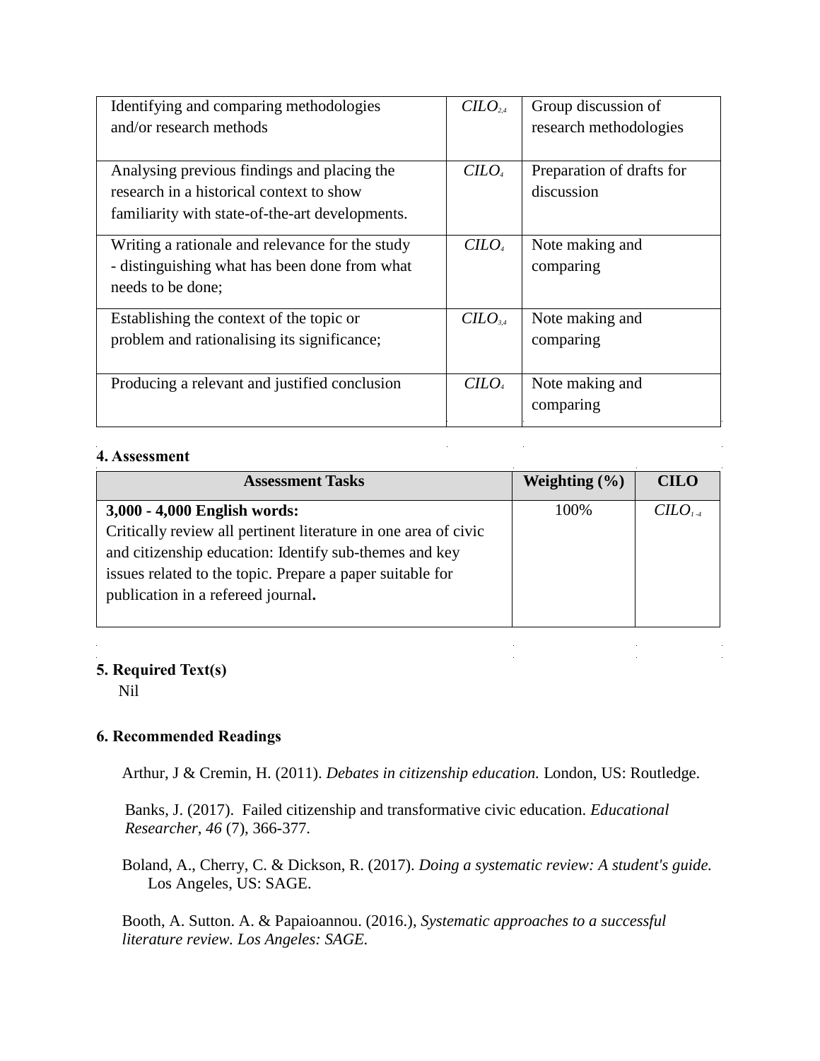| | | |
|---|---|---|
| Identifying and comparing methodologies and/or research methods | $CILO_{2,4}$ | Group discussion of research methodologies |
| Analysing previous findings and placing the research in a historical context to show familiarity with state-of-the-art developments. | $CILO_{4}$ | Preparation of drafts for discussion |
| Writing a rationale and relevance for the study - distinguishing what has been done from what needs to be done; | $CILO_{4}$ | Note making and comparing |
| Establishing the context of the topic or problem and rationalising its significance; | $CILO_{3,4}$ | Note making and comparing |
| Producing a relevant and justified conclusion | $CILO_{4}$ | Note making and comparing |

**4. Assessment**

| Assessment Tasks | Weighting (%) | CILO |
|---|---|---|
| **3,000 - 4,000 English words:** Critically review all pertinent literature in one area of civic and citizenship education: Identify sub-themes and key issues related to the topic. Prepare a paper suitable for publication in a refereed journal**.** | 100% | $CILO_{1-4}$ |

**5. Required Text(s)**

Nil

**6. Recommended Readings**

Arthur, J & Cremin, H. (2011). *Debates in citizenship education.* London, US: Routledge.

Banks, J. (2017). Failed citizenship and transformative civic education. *Educational Researcher*, *46* (7), 366-377.

Boland, A., Cherry, C. & Dickson, R. (2017). *Doing a systematic review: A student's guide.* Los Angeles, US: SAGE.

Booth, A. Sutton. A. & Papaioannou. (2016.), *Systematic approaches to a successful literature review. Los Angeles: SAGE.*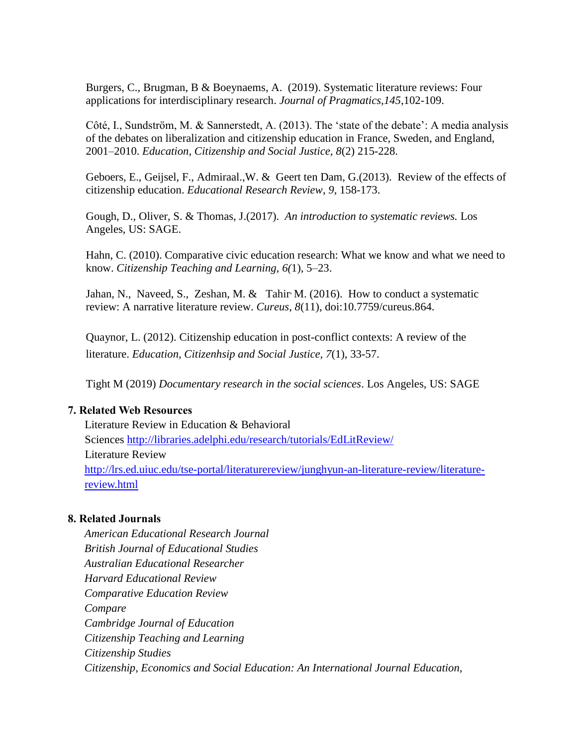Burgers, C., Brugman, B & Boeynaems, A. (2019). Systematic literature reviews: Four applications for interdisciplinary research. *Journal of Pragmatics,145*,102-109.

Côté, I., Sundström, M. & Sannerstedt, A. (2013). The 'state of the debate': A media analysis of the debates on liberalization and citizenship education in France, Sweden, and England, 2001–2010. *Education, Citizenship and Social Justice, 8*(2) 215-228.

Geboers, E., Geijsel, F., Admiraal.,W. & Geert ten Dam, G.(2013). Review of the effects of citizenship education. *Educational Research Review, 9*, 158-173.

Gough, D., Oliver, S. & Thomas, J.(2017). *An introduction to systematic reviews.* Los Angeles, US: SAGE.

Hahn, C. (2010). Comparative civic education research: What we know and what we need to know. *Citizenship Teaching and Learning, 6(*1), 5–23.

Jahan, N., Naveed, S., Zeshan, M. & Tahir, M. (2016). How to conduct a systematic review: A narrative literature review. *Cureus*, *8*(11), doi:10.7759/cureus.864.

Quaynor, L. (2012). Citizenship education in post-conflict contexts: A review of the literature. *Education, Citizenhsip and Social Justice*, *7*(1), 33-57.

Tight M (2019) *Documentary research in the social sciences*. Los Angeles, US: SAGE

**7. Related Web Resources**

Literature Review in Education & Behavioral Sciences http://libraries.adelphi.edu/research/tutorials/EdLitReview/

Literature Review http://lrs.ed.uiuc.edu/tse-portal/literaturereview/junghyun-an-literature-review/literature-review.html

**8. Related Journals**

*American Educational Research Journal*
*British Journal of Educational Studies*
*Australian Educational Researcher*
*Harvard Educational Review*
*Comparative Education Review*
*Compare*
*Cambridge Journal of Education*
*Citizenship Teaching and Learning*
*Citizenship Studies*
*Citizenship, Economics and Social Education: An International Journal Education,*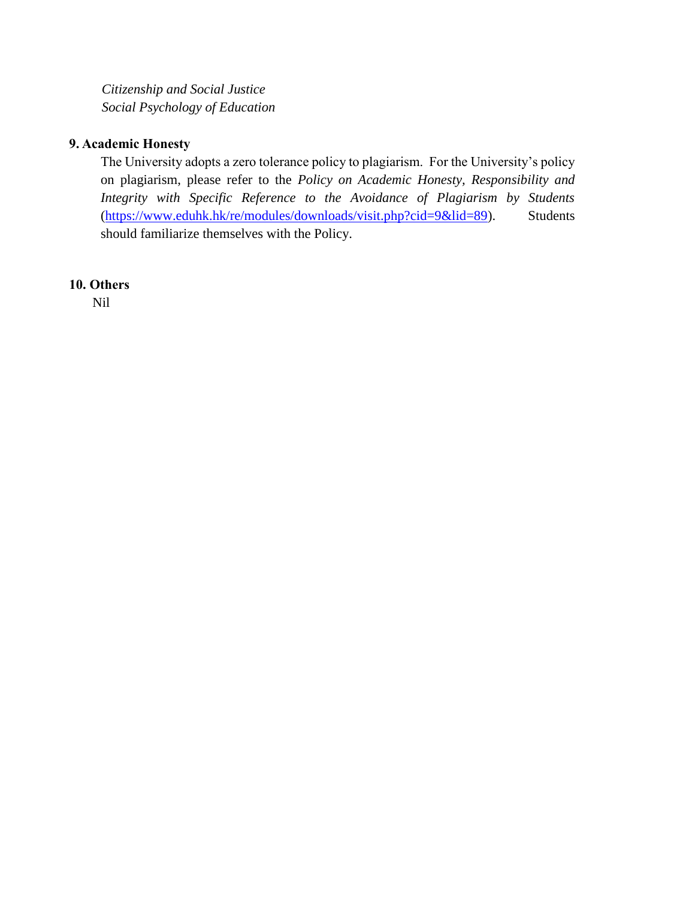*Citizenship and Social Justice*
*Social Psychology of Education*

**9. Academic Honesty**

The University adopts a zero tolerance policy to plagiarism. For the University's policy on plagiarism, please refer to the *Policy on Academic Honesty, Responsibility and Integrity with Specific Reference to the Avoidance of Plagiarism by Students* (https://www.eduhk.hk/re/modules/downloads/visit.php?cid=9&lid=89). Students should familiarize themselves with the Policy.

**10. Others**

Nil